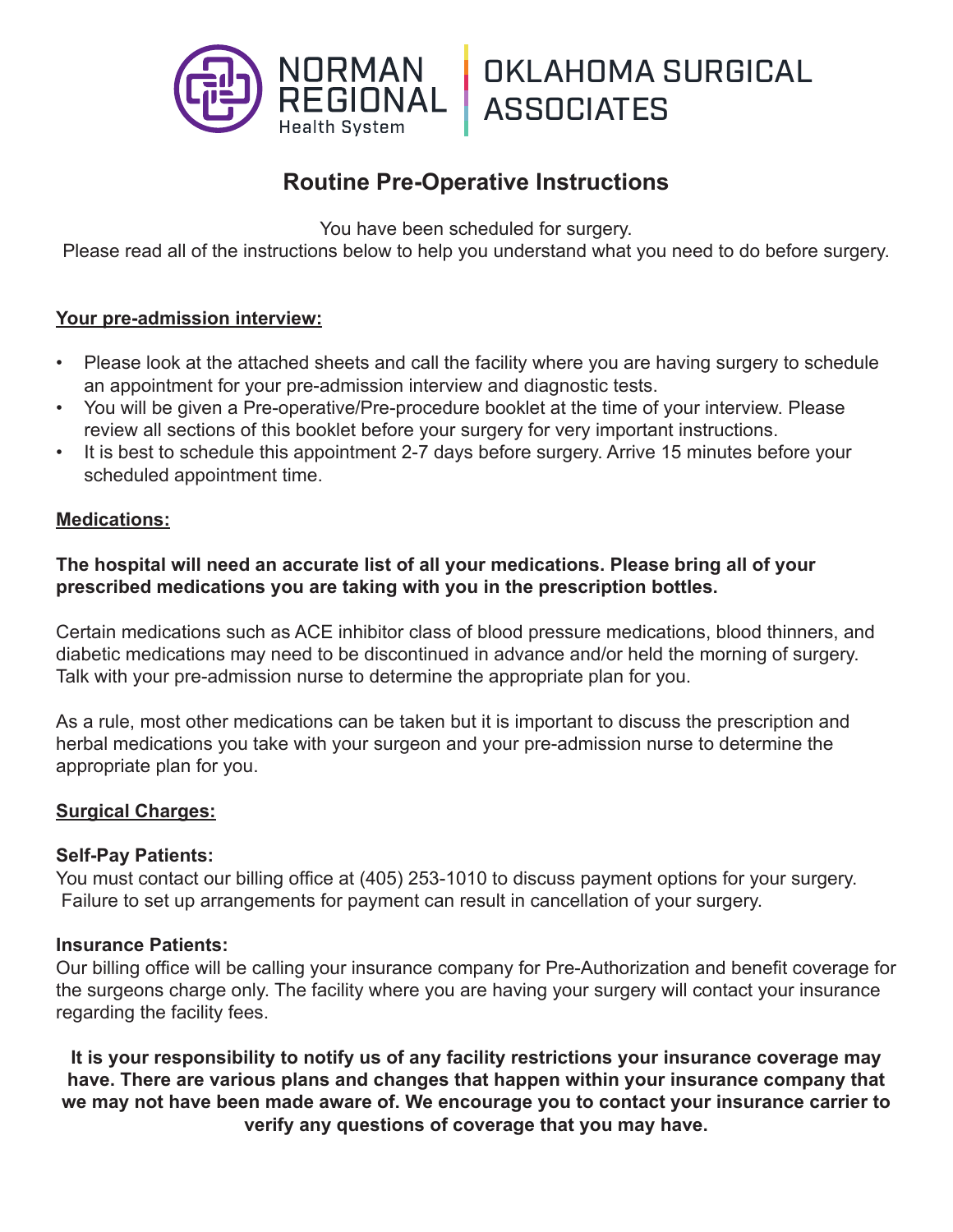NORMAN REGIONAL Health System | OKLAHOMA SURGICAL ASSOCIATES

# Routine Pre-Operative Instructions

You have been scheduled for surgery.
Please read all of the instructions below to help you understand what you need to do before surgery.

## Your pre-admission interview:

- Please look at the attached sheets and call the facility where you are having surgery to schedule an appointment for your pre-admission interview and diagnostic tests.
- You will be given a Pre-operative/Pre-procedure booklet at the time of your interview. Please review all sections of this booklet before your surgery for very important instructions.
- It is best to schedule this appointment 2-7 days before surgery. Arrive 15 minutes before your scheduled appointment time.

## Medications:

**The hospital will need an accurate list of all your medications. Please bring all of your prescribed medications you are taking with you in the prescription bottles.**

Certain medications such as ACE inhibitor class of blood pressure medications, blood thinners, and diabetic medications may need to be discontinued in advance and/or held the morning of surgery. Talk with your pre-admission nurse to determine the appropriate plan for you.

As a rule, most other medications can be taken but it is important to discuss the prescription and herbal medications you take with your surgeon and your pre-admission nurse to determine the appropriate plan for you.

## Surgical Charges:

**Self-Pay Patients:**
You must contact our billing office at (405) 253-1010 to discuss payment options for your surgery. Failure to set up arrangements for payment can result in cancellation of your surgery.

**Insurance Patients:**
Our billing office will be calling your insurance company for Pre-Authorization and benefit coverage for the surgeons charge only. The facility where you are having your surgery will contact your insurance regarding the facility fees.

**It is your responsibility to notify us of any facility restrictions your insurance coverage may have. There are various plans and changes that happen within your insurance company that we may not have been made aware of. We encourage you to contact your insurance carrier to verify any questions of coverage that you may have.**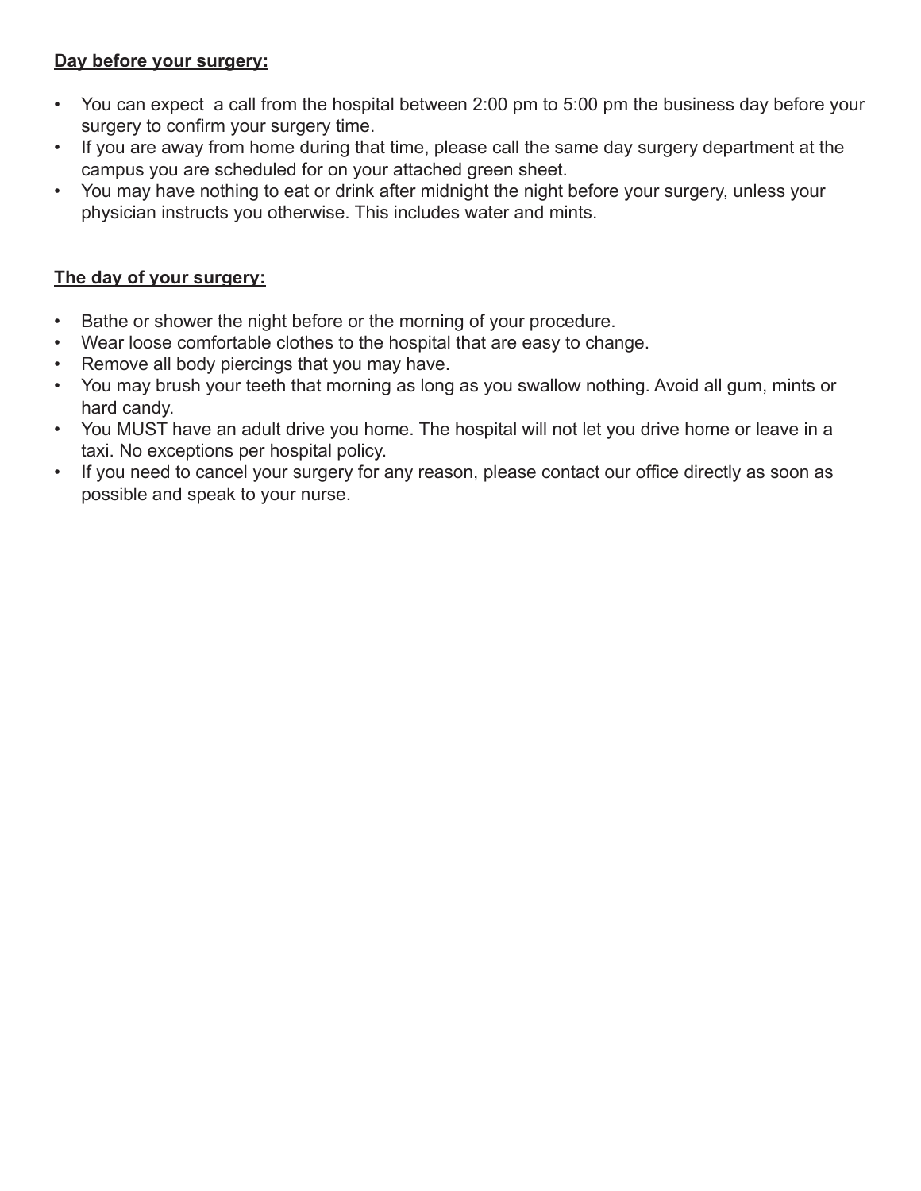**Day before your surgery:**

- You can expect  a call from the hospital between 2:00 pm to 5:00 pm the business day before your surgery to confirm your surgery time.
- If you are away from home during that time, please call the same day surgery department at the campus you are scheduled for on your attached green sheet.
- You may have nothing to eat or drink after midnight the night before your surgery, unless your physician instructs you otherwise. This includes water and mints.

**The day of your surgery:**

- Bathe or shower the night before or the morning of your procedure.
- Wear loose comfortable clothes to the hospital that are easy to change.
- Remove all body piercings that you may have.
- You may brush your teeth that morning as long as you swallow nothing. Avoid all gum, mints or hard candy.
- You MUST have an adult drive you home. The hospital will not let you drive home or leave in a taxi. No exceptions per hospital policy.
- If you need to cancel your surgery for any reason, please contact our office directly as soon as possible and speak to your nurse.